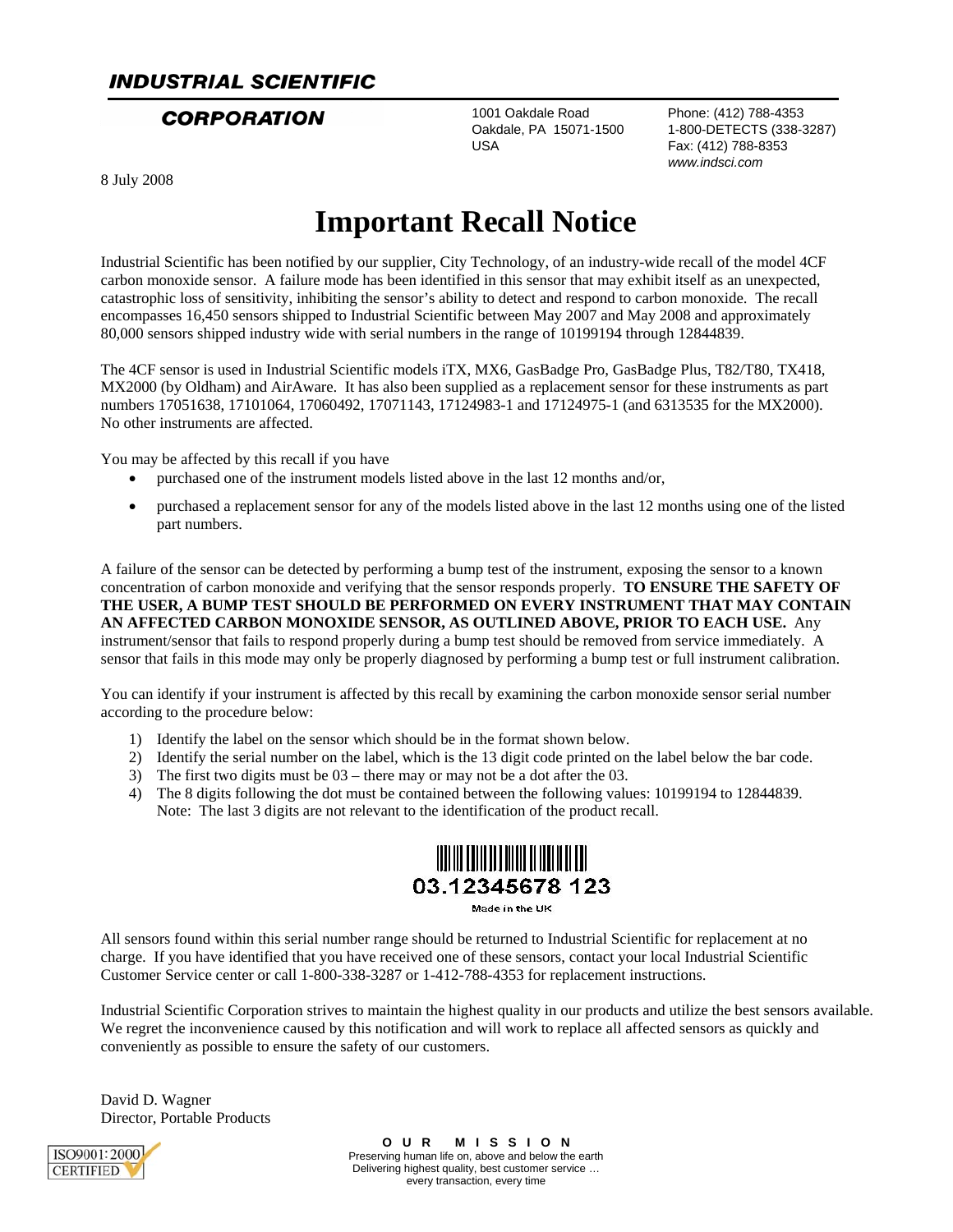**INDUSTRIAL SCIENTIFIC**

**CORPORATION**

1001 Oakdale Road
Oakdale, PA 15071-1500
USA

Phone: (412) 788-4353
1-800-DETECTS (338-3287)
Fax: (412) 788-8353
*www.indsci.com*

8 July 2008

# Important Recall Notice

Industrial Scientific has been notified by our supplier, City Technology, of an industry-wide recall of the model 4CF carbon monoxide sensor. A failure mode has been identified in this sensor that may exhibit itself as an unexpected, catastrophic loss of sensitivity, inhibiting the sensor's ability to detect and respond to carbon monoxide. The recall encompasses 16,450 sensors shipped to Industrial Scientific between May 2007 and May 2008 and approximately 80,000 sensors shipped industry wide with serial numbers in the range of 10199194 through 12844839.

The 4CF sensor is used in Industrial Scientific models iTX, MX6, GasBadge Pro, GasBadge Plus, T82/T80, TX418, MX2000 (by Oldham) and AirAware. It has also been supplied as a replacement sensor for these instruments as part numbers 17051638, 17101064, 17060492, 17071143, 17124983-1 and 17124975-1 (and 6313535 for the MX2000). No other instruments are affected.

You may be affected by this recall if you have

- purchased one of the instrument models listed above in the last 12 months and/or,
- purchased a replacement sensor for any of the models listed above in the last 12 months using one of the listed part numbers.

A failure of the sensor can be detected by performing a bump test of the instrument, exposing the sensor to a known concentration of carbon monoxide and verifying that the sensor responds properly. **TO ENSURE THE SAFETY OF THE USER, A BUMP TEST SHOULD BE PERFORMED ON EVERY INSTRUMENT THAT MAY CONTAIN AN AFFECTED CARBON MONOXIDE SENSOR, AS OUTLINED ABOVE, PRIOR TO EACH USE.** Any instrument/sensor that fails to respond properly during a bump test should be removed from service immediately. A sensor that fails in this mode may only be properly diagnosed by performing a bump test or full instrument calibration.

You can identify if your instrument is affected by this recall by examining the carbon monoxide sensor serial number according to the procedure below:

1) Identify the label on the sensor which should be in the format shown below.
2) Identify the serial number on the label, which is the 13 digit code printed on the label below the bar code.
3) The first two digits must be 03 – there may or may not be a dot after the 03.
4) The 8 digits following the dot must be contained between the following values: 10199194 to 12844839.
   Note: The last 3 digits are not relevant to the identification of the product recall.

03.12345678 123

Made in the UK

All sensors found within this serial number range should be returned to Industrial Scientific for replacement at no charge. If you have identified that you have received one of these sensors, contact your local Industrial Scientific Customer Service center or call 1-800-338-3287 or 1-412-788-4353 for replacement instructions.

Industrial Scientific Corporation strives to maintain the highest quality in our products and utilize the best sensors available. We regret the inconvenience caused by this notification and will work to replace all affected sensors as quickly and conveniently as possible to ensure the safety of our customers.

David D. Wagner
Director, Portable Products

ISO9001:2000 CERTIFIED

**OUR MISSION**
Preserving human life on, above and below the earth
Delivering highest quality, best customer service …
every transaction, every time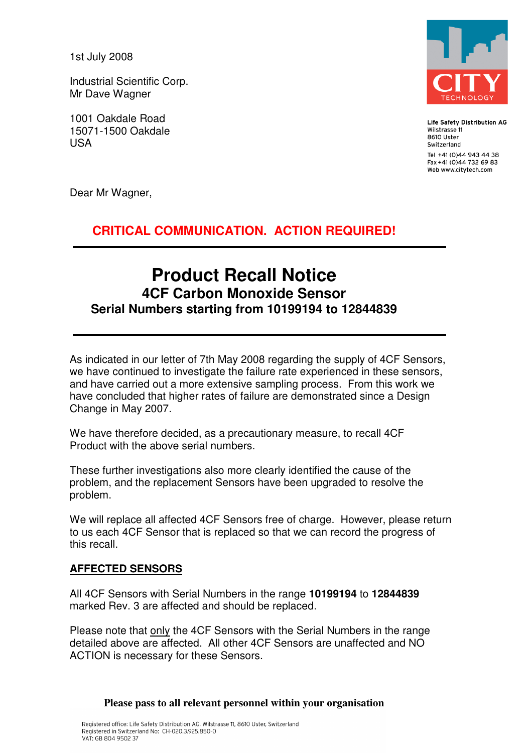1st July 2008

Industrial Scientific Corp.
Mr Dave Wagner

1001 Oakdale Road
15071-1500 Oakdale
USA

CITY TECHNOLOGY

**Life Safety Distribution AG**
Wilstrasse 11
8610 Uster
Switzerland

Tel +41 (0)44 943 44 38
Fax +41 (0)44 732 69 83
Web www.citytech.com

Dear Mr Wagner,

**CRITICAL COMMUNICATION. ACTION REQUIRED!**

---

# Product Recall Notice

## 4CF Carbon Monoxide Sensor

### Serial Numbers starting from 10199194 to 12844839

---

As indicated in our letter of 7th May 2008 regarding the supply of 4CF Sensors, we have continued to investigate the failure rate experienced in these sensors, and have carried out a more extensive sampling process. From this work we have concluded that higher rates of failure are demonstrated since a Design Change in May 2007.

We have therefore decided, as a precautionary measure, to recall 4CF Product with the above serial numbers.

These further investigations also more clearly identified the cause of the problem, and the replacement Sensors have been upgraded to resolve the problem.

We will replace all affected 4CF Sensors free of charge. However, please return to us each 4CF Sensor that is replaced so that we can record the progress of this recall.

**AFFECTED SENSORS**

All 4CF Sensors with Serial Numbers in the range **10199194** to **12844839** marked Rev. 3 are affected and should be replaced.

Please note that only the 4CF Sensors with the Serial Numbers in the range detailed above are affected. All other 4CF Sensors are unaffected and NO ACTION is necessary for these Sensors.

**Please pass to all relevant personnel within your organisation**

Registered office: Life Safety Distribution AG, Wilstrasse 11, 8610 Uster, Switzerland
Registered in Switzerland No: CH-020.3.925.850-0
VAT: GB 804 9502 37